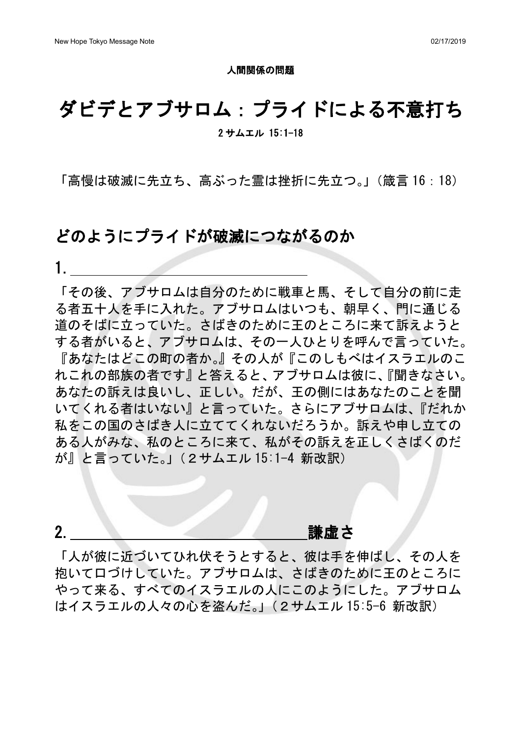人間関係の問題

# ダビデとアブサロム：プライドによる不意打ち

2サムエル 15:1-18

「高慢は破滅に先立ち、高ぶった霊は挫折に先立つ。」（箴言 16：18）

## どのようにプライドが破滅につながるのか

## 1. ____________________

「その後、アブサロムは自分のために戦車と馬、そして自分の前に走る者五十人を手に入れた。アブサロムはいつも、朝早く、門に通じる道のそばに立っていた。さばきのために王のところに来て訴えようとする者がいると、アブサロムは、その一人ひとりを呼んで言っていた。『あなたはどこの町の者か。』その人が『このしもべはイスラエルのこれこれの部族の者です』と答えると、アブサロムは彼に、『聞きなさい。あなたの訴えは良いし、正しい。だが、王の側にはあなたのことを聞いてくれる者はいない』と言っていた。さらにアブサロムは、『だれか私をこの国のさばき人に立ててくれないだろうか。訴えや申し立てのある人がみな、私のところに来て、私がその訴えを正しくさばくのだが』と言っていた。」（２サムエル 15:1-4 新改訳）

## 2. ____________________謙虚さ

「人が彼に近づいてひれ伏そうとすると、彼は手を伸ばし、その人を抱いて口づけしていた。アブサロムは、さばきのために王のところにやって来る、すべてのイスラエルの人にこのようにした。アブサロムはイスラエルの人々の心を盗んだ。」（２サムエル 15:5-6 新改訳）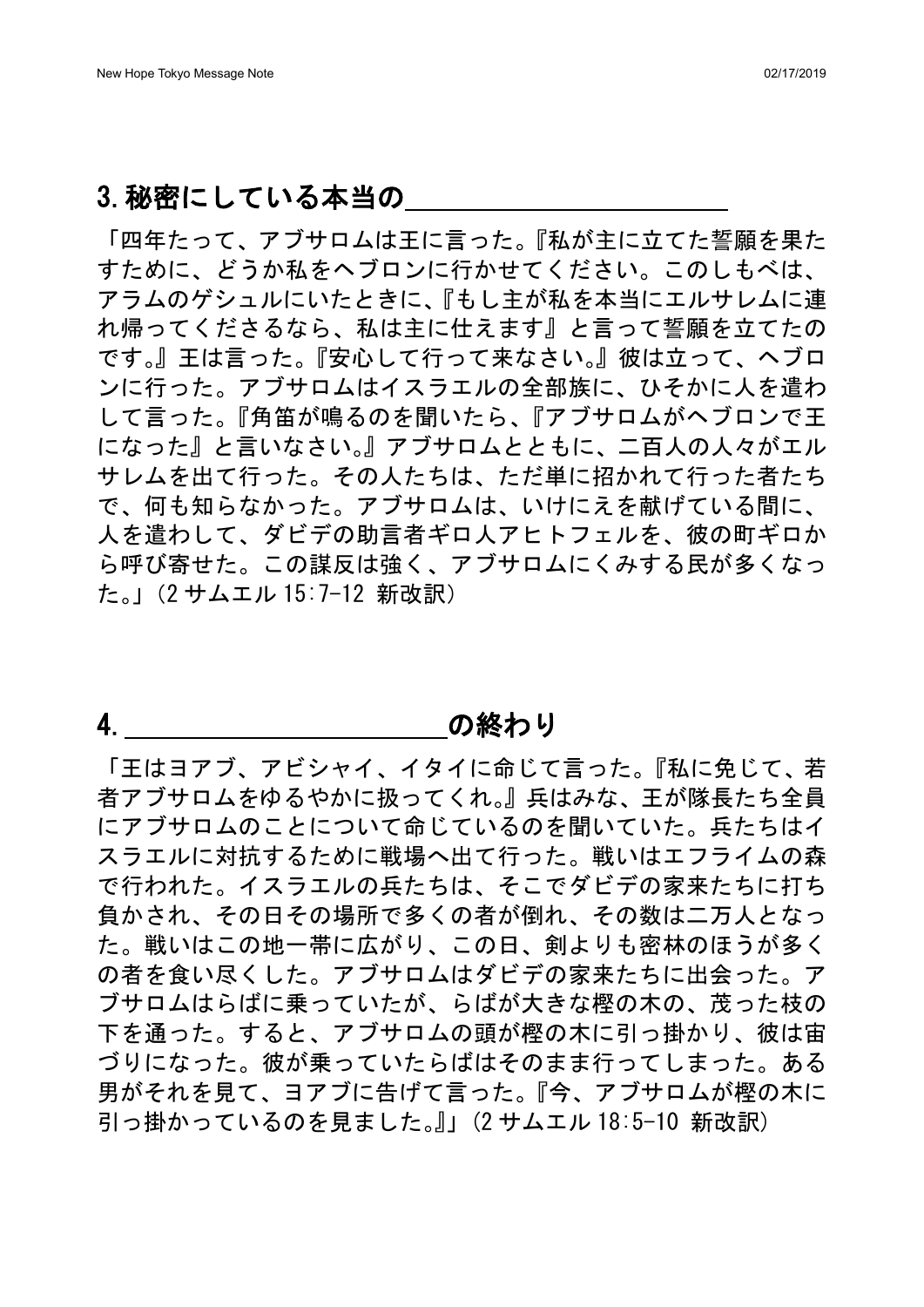## 3. 秘密にしている本当の＿＿＿＿＿＿＿＿＿＿＿

「四年たって、アブサロムは王に言った。『私が主に立てた誓願を果たすために、どうか私をヘブロンに行かせてください。このしもべは、アラムのゲシュルにいたときに、『もし主が私を本当にエルサレムに連れ帰ってくださるなら、私は主に仕えます』と言って誓願を立てたのです。』王は言った。『安心して行って来なさい。』彼は立って、ヘブロンに行った。アブサロムはイスラエルの全部族に、ひそかに人を遣わして言った。『角笛が鳴るのを聞いたら、『アブサロムがヘブロンで王になった』と言いなさい。』アブサロムとともに、二百人の人々がエルサレムを出て行った。その人たちは、ただ単に招かれて行った者たちで、何も知らなかった。アブサロムは、いけにえを献げている間に、人を遣わして、ダビデの助言者ギロ人アヒトフェルを、彼の町ギロから呼び寄せた。この謀反は強く、アブサロムにくみする民が多くなった。」(2 サムエル 15:7-12 新改訳)

## 4. ＿＿＿＿＿＿＿＿＿＿＿の終わり

「王はヨアブ、アビシャイ、イタイに命じて言った。『私に免じて、若者アブサロムをゆるやかに扱ってくれ。』兵はみな、王が隊長たち全員にアブサロムのことについて命じているのを聞いていた。兵たちはイスラエルに対抗するために戦場へ出て行った。戦いはエフライムの森で行われた。イスラエルの兵たちは、そこでダビデの家来たちに打ち負かされ、その日その場所で多くの者が倒れ、その数は二万人となった。戦いはこの地一帯に広がり、この日、剣よりも密林のほうが多くの者を食い尽くした。アブサロムはダビデの家来たちに出会った。アブサロムはらばに乗っていたが、らばが大きな樫の木の、茂った枝の下を通った。すると、アブサロムの頭が樫の木に引っ掛かり、彼は宙づりになった。彼が乗っていたらばはそのまま行ってしまった。ある男がそれを見て、ヨアブに告げて言った。『今、アブサロムが樫の木に引っ掛かっているのを見ました。』」(2 サムエル 18:5-10 新改訳)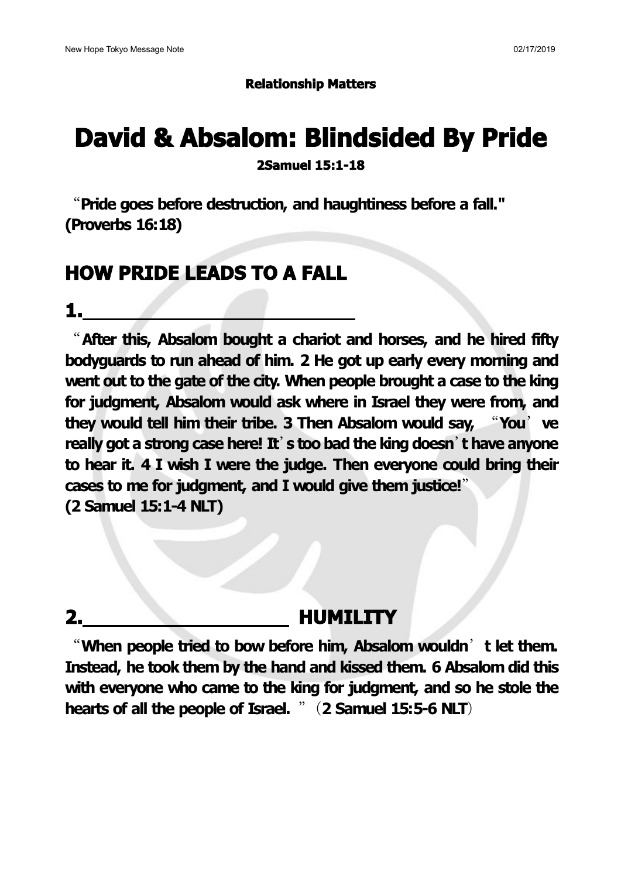**Relationship Matters**

# David & Absalom: Blindsided By Pride

**2Samuel 15:1-18**

“**Pride goes before destruction, and haughtiness before a fall." (Proverbs 16:18)**

## HOW PRIDE LEADS TO A FALL

## 1.____________________________

“**After this, Absalom bought a chariot and horses, and he hired fifty bodyguards to run ahead of him. 2 He got up early every morning and went out to the gate of the city. When people brought a case to the king for judgment, Absalom would ask where in Israel they were from, and they would tell him their tribe. 3 Then Absalom would say, “You’ve really got a strong case here! It’s too bad the king doesn’t have anyone to hear it. 4 I wish I were the judge. Then everyone could bring their cases to me for judgment, and I would give them justice!**”
**(2 Samuel 15:1-4 NLT)**

## 2.______________________ HUMILITY

“**When people tried to bow before him, Absalom wouldn’t let them. Instead, he took them by the hand and kissed them. 6 Absalom did this with everyone who came to the king for judgment, and so he stole the hearts of all the people of Israel.** ”（**2 Samuel 15:5-6 NLT**）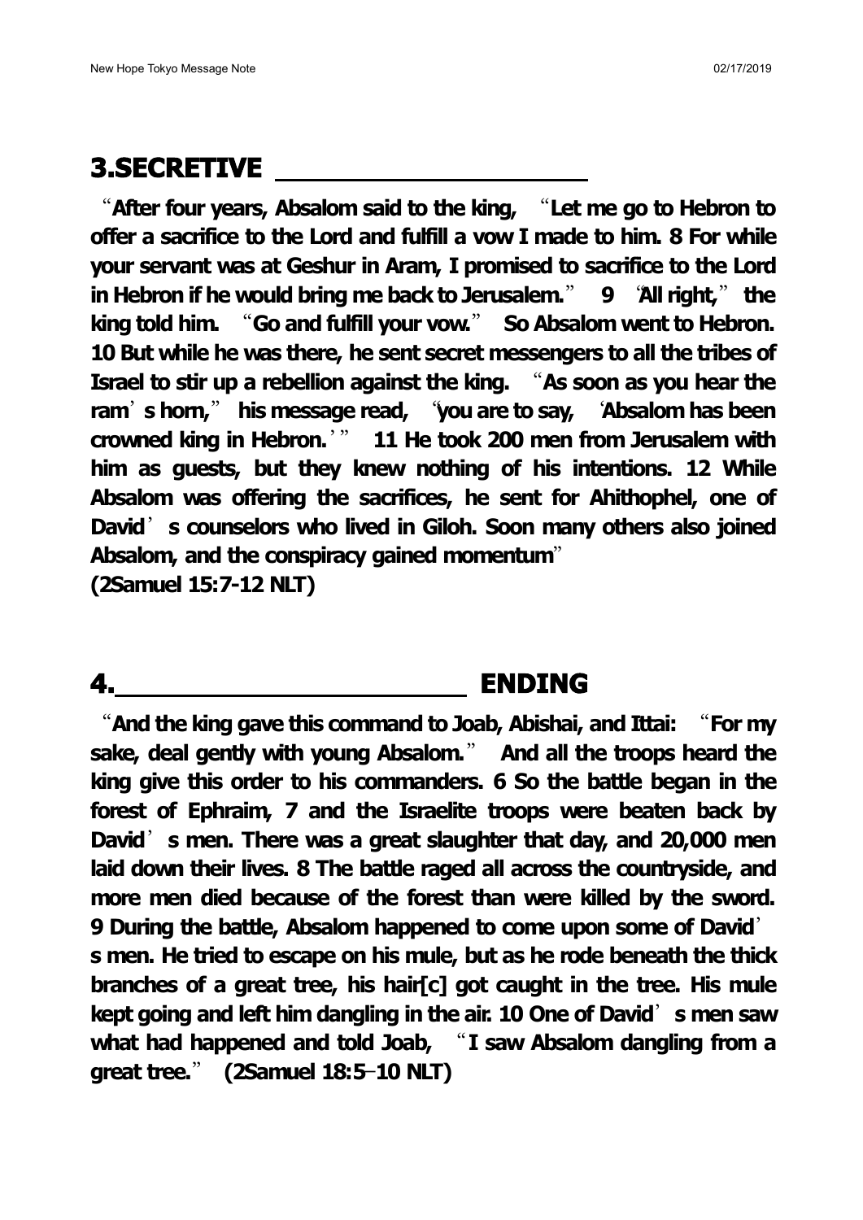## 3.SECRETIVE \_\_\_\_\_\_\_\_\_\_\_\_\_\_\_\_\_\_\_\_\_\_

**"After four years, Absalom said to the king, "Let me go to Hebron to offer a sacrifice to the Lord and fulfill a vow I made to him. 8 For while your servant was at Geshur in Aram, I promised to sacrifice to the Lord in Hebron if he would bring me back to Jerusalem." 9 "All right," the king told him. "Go and fulfill your vow." So Absalom went to Hebron. 10 But while he was there, he sent secret messengers to all the tribes of Israel to stir up a rebellion against the king. "As soon as you hear the ram's horn," his message read, "you are to say, 'Absalom has been crowned king in Hebron.'" 11 He took 200 men from Jerusalem with him as guests, but they knew nothing of his intentions. 12 While Absalom was offering the sacrifices, he sent for Ahithophel, one of David's counselors who lived in Giloh. Soon many others also joined Absalom, and the conspiracy gained momentum"**
**(2Samuel 15:7-12 NLT)**

## 4.\_\_\_\_\_\_\_\_\_\_\_\_\_\_\_\_\_\_\_\_\_\_\_\_\_\_ ENDING

**"And the king gave this command to Joab, Abishai, and Ittai: "For my sake, deal gently with young Absalom." And all the troops heard the king give this order to his commanders. 6 So the battle began in the forest of Ephraim, 7 and the Israelite troops were beaten back by David's men. There was a great slaughter that day, and 20,000 men laid down their lives. 8 The battle raged all across the countryside, and more men died because of the forest than were killed by the sword. 9 During the battle, Absalom happened to come upon some of David's men. He tried to escape on his mule, but as he rode beneath the thick branches of a great tree, his hair[c] got caught in the tree. His mule kept going and left him dangling in the air. 10 One of David's men saw what had happened and told Joab, "I saw Absalom dangling from a great tree." (2Samuel 18:5-10 NLT)**